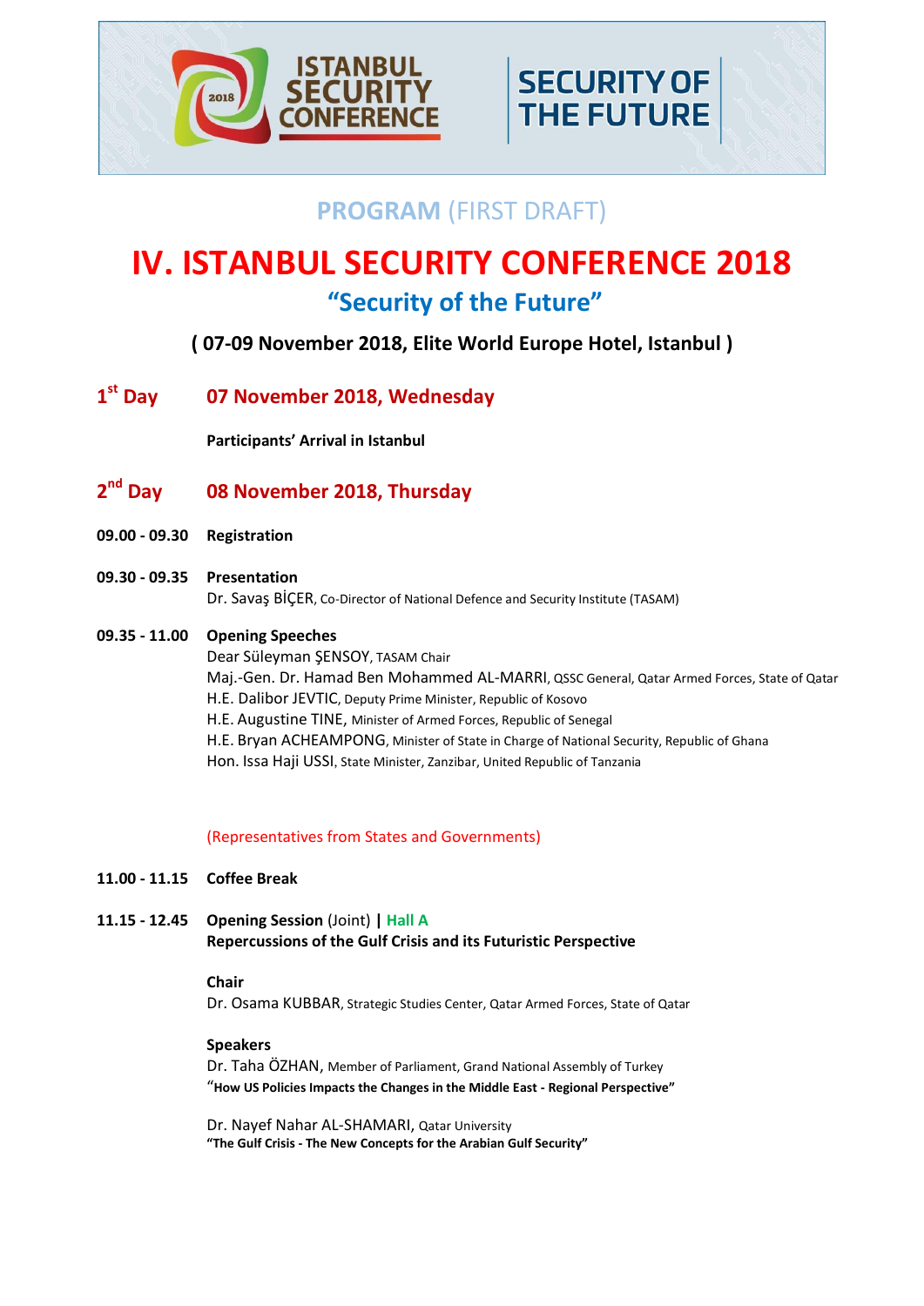ISTANBUL SECURITY CONFERENCE 2018 | SECURITY OF THE FUTURE

**PROGRAM** (FIRST DRAFT)

# IV. ISTANBUL SECURITY CONFERENCE 2018

## "Security of the Future"

**( 07-09 November 2018, Elite World Europe Hotel, Istanbul )**

### 1st Day — 07 November 2018, Wednesday

**Participants' Arrival in Istanbul**

### 2nd Day — 08 November 2018, Thursday

**09.00 - 09.30** **Registration**

**09.30 - 09.35** **Presentation**
Dr. Savaş BİÇER, Co-Director of National Defence and Security Institute (TASAM)

**09.35 - 11.00** **Opening Speeches**
Dear Süleyman ŞENSOY, TASAM Chair
Maj.-Gen. Dr. Hamad Ben Mohammed AL-MARRI, QSSC General, Qatar Armed Forces, State of Qatar
H.E. Dalibor JEVTIC, Deputy Prime Minister, Republic of Kosovo
H.E. Augustine TINE, Minister of Armed Forces, Republic of Senegal
H.E. Bryan ACHEAMPONG, Minister of State in Charge of National Security, Republic of Ghana
Hon. Issa Haji USSI, State Minister, Zanzibar, United Republic of Tanzania

(Representatives from States and Governments)

**11.00 - 11.15** **Coffee Break**

**11.15 - 12.45** **Opening Session** (Joint) **|** **Hall A**
**Repercussions of the Gulf Crisis and its Futuristic Perspective**

**Chair**
Dr. Osama KUBBAR, Strategic Studies Center, Qatar Armed Forces, State of Qatar

**Speakers**
Dr. Taha ÖZHAN, Member of Parliament, Grand National Assembly of Turkey
**"How US Policies Impacts the Changes in the Middle East - Regional Perspective"**

Dr. Nayef Nahar AL-SHAMARI, Qatar University
**"The Gulf Crisis - The New Concepts for the Arabian Gulf Security"**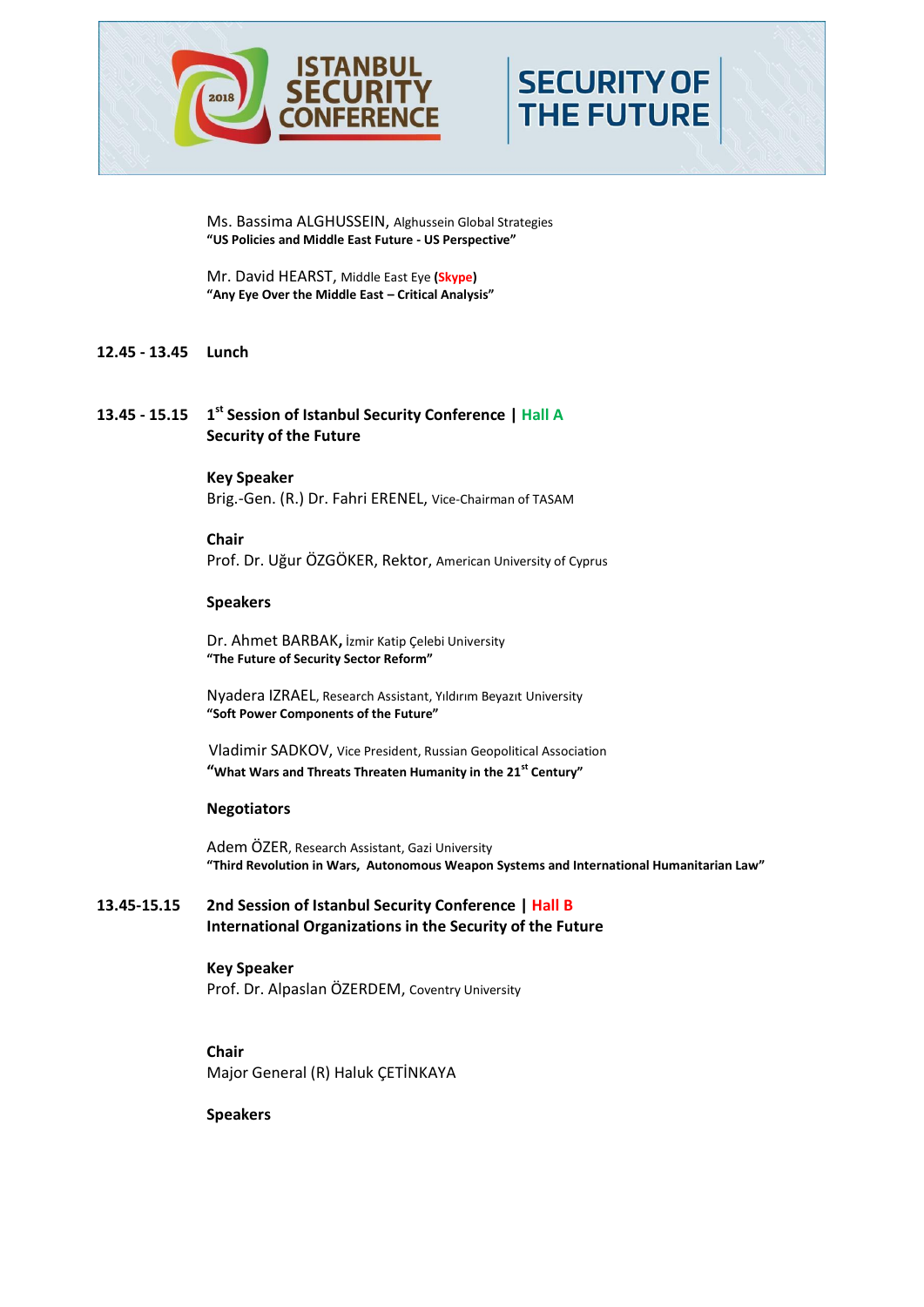Ms. Bassima ALGHUSSEIN, Alghussein Global Strategies
**"US Policies and Middle East Future - US Perspective"**

Mr. David HEARST, Middle East Eye **(Skype)**
**"Any Eye Over the Middle East – Critical Analysis"**

**12.45 - 13.45 Lunch**

**13.45 - 15.15 1st Session of Istanbul Security Conference | Hall A**
**Security of the Future**

**Key Speaker**
Brig.-Gen. (R.) Dr. Fahri ERENEL, Vice-Chairman of TASAM

**Chair**
Prof. Dr. Uğur ÖZGÖKER, Rektor, American University of Cyprus

**Speakers**

Dr. Ahmet BARBAK, İzmir Katip Çelebi University
**"The Future of Security Sector Reform"**

Nyadera IZRAEL, Research Assistant, Yıldırım Beyazıt University
**"Soft Power Components of the Future"**

Vladimir SADKOV, Vice President, Russian Geopolitical Association
**"What Wars and Threats Threaten Humanity in the 21st Century"**

**Negotiators**

Adem ÖZER, Research Assistant, Gazi University
**"Third Revolution in Wars, Autonomous Weapon Systems and International Humanitarian Law"**

**13.45-15.15 2nd Session of Istanbul Security Conference | Hall B**
**International Organizations in the Security of the Future**

**Key Speaker**
Prof. Dr. Alpaslan ÖZERDEM, Coventry University

**Chair**
Major General (R) Haluk ÇETİNKAYA

**Speakers**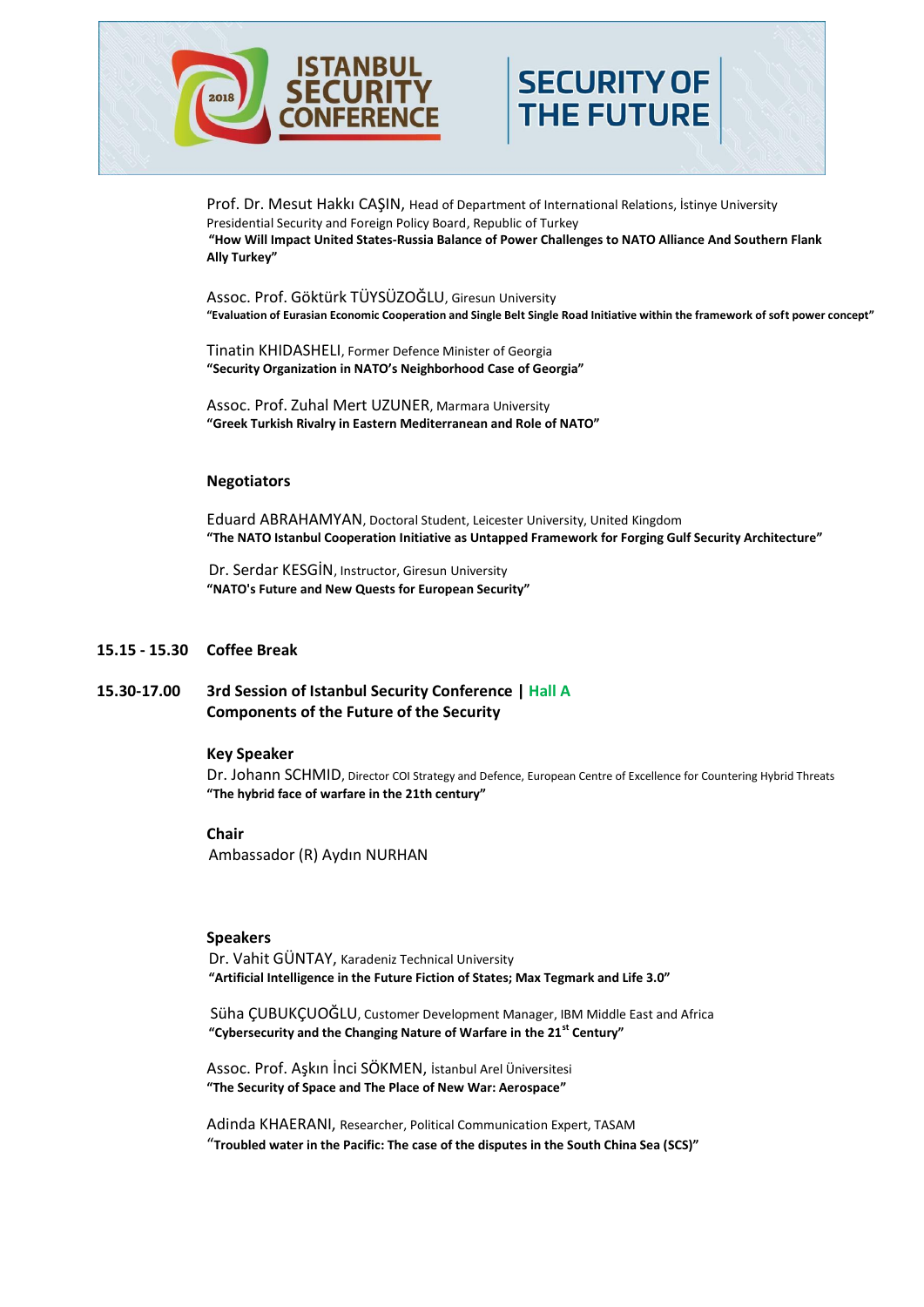Prof. Dr. Mesut Hakkı CAŞIN, Head of Department of International Relations, İstinye University Presidential Security and Foreign Policy Board, Republic of Turkey
**"How Will Impact United States-Russia Balance of Power Challenges to NATO Alliance And Southern Flank Ally Turkey"**

Assoc. Prof. Göktürk TÜYSÜZOĞLU, Giresun University
**"Evaluation of Eurasian Economic Cooperation and Single Belt Single Road Initiative within the framework of soft power concept"**

Tinatin KHIDASHELI, Former Defence Minister of Georgia
**"Security Organization in NATO's Neighborhood Case of Georgia"**

Assoc. Prof. Zuhal Mert UZUNER, Marmara University
**"Greek Turkish Rivalry in Eastern Mediterranean and Role of NATO"**

**Negotiators**

Eduard ABRAHAMYAN, Doctoral Student, Leicester University, United Kingdom
**"The NATO Istanbul Cooperation Initiative as Untapped Framework for Forging Gulf Security Architecture"**

Dr. Serdar KESGİN, Instructor, Giresun University
**"NATO's Future and New Quests for European Security"**

**15.15 - 15.30 Coffee Break**

**15.30-17.00 3rd Session of Istanbul Security Conference | Hall A**
**Components of the Future of the Security**

**Key Speaker**
Dr. Johann SCHMID, Director COI Strategy and Defence, European Centre of Excellence for Countering Hybrid Threats
**"The hybrid face of warfare in the 21th century"**

**Chair**
Ambassador (R) Aydın NURHAN

**Speakers**
Dr. Vahit GÜNTAY, Karadeniz Technical University
**"Artificial Intelligence in the Future Fiction of States; Max Tegmark and Life 3.0"**

Süha ÇUBUKÇUOĞLU, Customer Development Manager, IBM Middle East and Africa
**"Cybersecurity and the Changing Nature of Warfare in the 21st Century"**

Assoc. Prof. Aşkın İnci SÖKMEN, İstanbul Arel Üniversitesi
**"The Security of Space and The Place of New War: Aerospace"**

Adinda KHAERANI, Researcher, Political Communication Expert, TASAM
**"Troubled water in the Pacific: The case of the disputes in the South China Sea (SCS)"**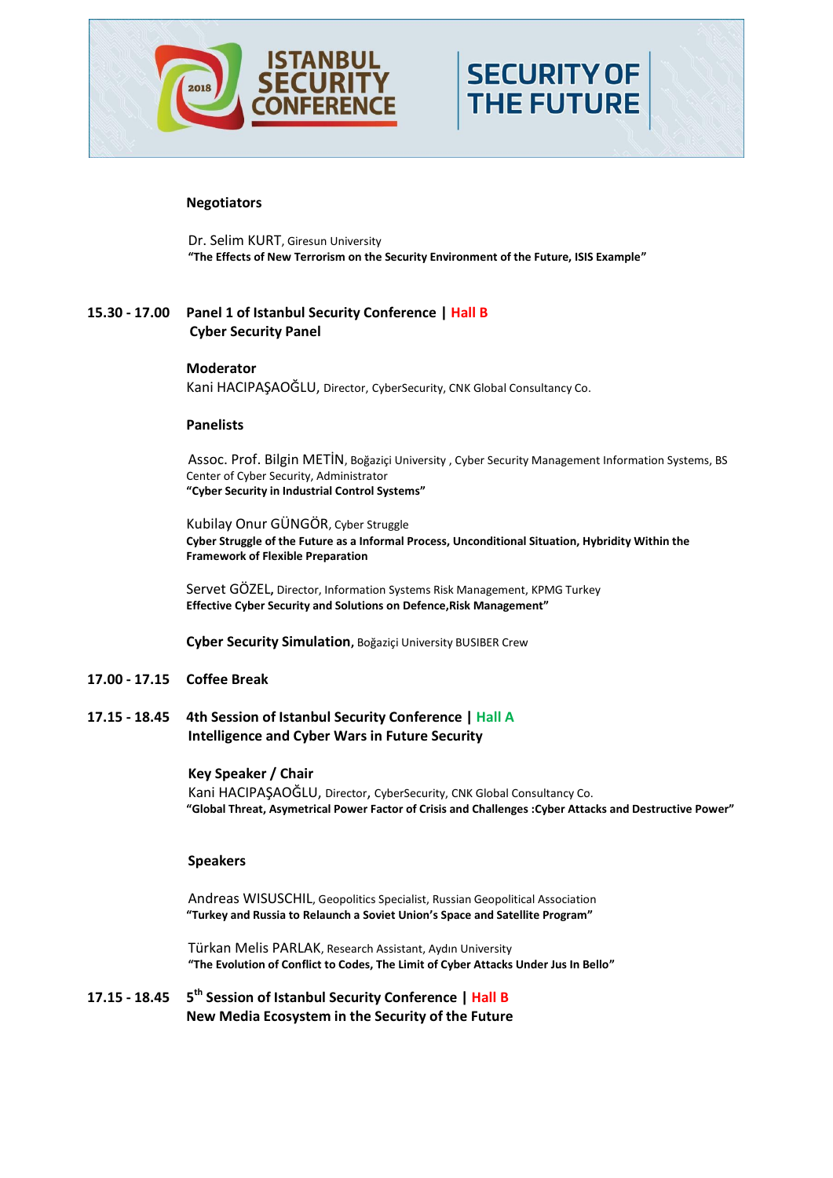**Negotiators**

Dr. Selim KURT, Giresun University
**"The Effects of New Terrorism on the Security Environment of the Future, ISIS Example"**

**15.30 - 17.00** **Panel 1 of Istanbul Security Conference | Hall B**
**Cyber Security Panel**

**Moderator**
Kani HACIPAŞAOĞLU, Director, CyberSecurity, CNK Global Consultancy Co.

**Panelists**

Assoc. Prof. Bilgin METİN, Boğaziçi University , Cyber Security Management Information Systems, BS Center of Cyber Security, Administrator
**"Cyber Security in Industrial Control Systems"**

Kubilay Onur GÜNGÖR, Cyber Struggle
**Cyber Struggle of the Future as a Informal Process, Unconditional Situation, Hybridity Within the Framework of Flexible Preparation**

Servet GÖZEL, Director, Information Systems Risk Management, KPMG Turkey
**Effective Cyber Security and Solutions on Defence,Risk Management"**

**Cyber Security Simulation,** Boğaziçi University BUSIBER Crew

**17.00 - 17.15** **Coffee Break**

**17.15 - 18.45** **4th Session of Istanbul Security Conference | Hall A**
**Intelligence and Cyber Wars in Future Security**

**Key Speaker / Chair**
Kani HACIPAŞAOĞLU, Director, CyberSecurity, CNK Global Consultancy Co.
**"Global Threat, Asymetrical Power Factor of Crisis and Challenges :Cyber Attacks and Destructive Power"**

**Speakers**

Andreas WISUSCHIL, Geopolitics Specialist, Russian Geopolitical Association
**"Turkey and Russia to Relaunch a Soviet Union's Space and Satellite Program"**

Türkan Melis PARLAK, Research Assistant, Aydın University
**"The Evolution of Conflict to Codes, The Limit of Cyber Attacks Under Jus In Bello"**

**17.15 - 18.45** **5th Session of Istanbul Security Conference | Hall B**
**New Media Ecosystem in the Security of the Future**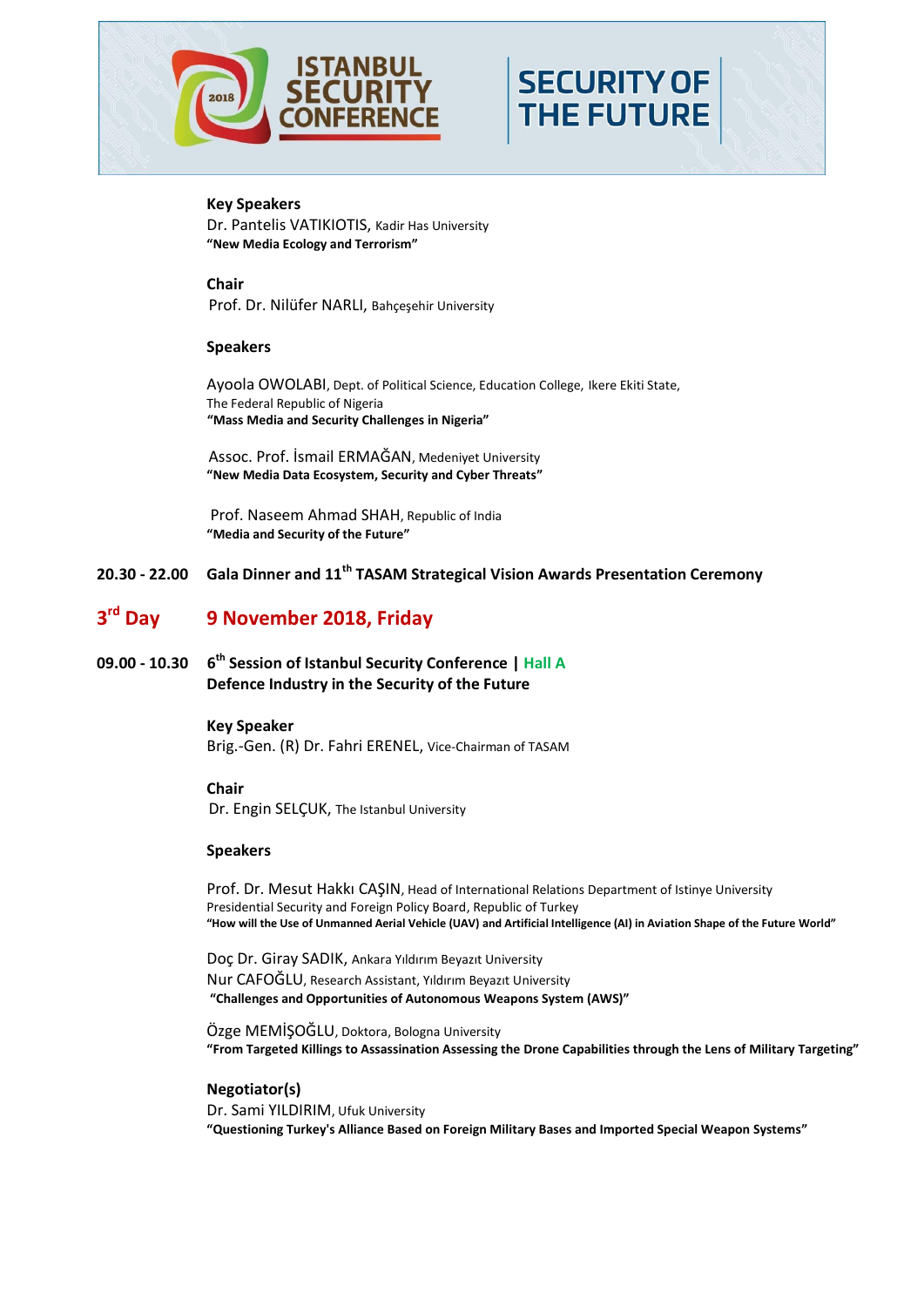**Key Speakers**
Dr. Pantelis VATIKIOTIS, Kadir Has University
**"New Media Ecology and Terrorism"**

**Chair**
Prof. Dr. Nilüfer NARLI, Bahçeşehir University

**Speakers**

Ayoola OWOLABI, Dept. of Political Science, Education College, Ikere Ekiti State, The Federal Republic of Nigeria
**"Mass Media and Security Challenges in Nigeria"**

Assoc. Prof. İsmail ERMAĞAN, Medeniyet University
**"New Media Data Ecosystem, Security and Cyber Threats"**

Prof. Naseem Ahmad SHAH, Republic of India
**"Media and Security of the Future"**

**20.30 - 22.00** **Gala Dinner and 11th TASAM Strategical Vision Awards Presentation Ceremony**

## 3rd Day 9 November 2018, Friday

**09.00 - 10.30** **6th Session of Istanbul Security Conference | Hall A**
**Defence Industry in the Security of the Future**

**Key Speaker**
Brig.-Gen. (R) Dr. Fahri ERENEL, Vice-Chairman of TASAM

**Chair**
Dr. Engin SELÇUK, The Istanbul University

**Speakers**

Prof. Dr. Mesut Hakkı CAŞIN, Head of International Relations Department of Istinye University Presidential Security and Foreign Policy Board, Republic of Turkey
**"How will the Use of Unmanned Aerial Vehicle (UAV) and Artificial Intelligence (AI) in Aviation Shape of the Future World"**

Doç Dr. Giray SADIK, Ankara Yıldırım Beyazıt University
Nur CAFOĞLU, Research Assistant, Yıldırım Beyazıt University
**"Challenges and Opportunities of Autonomous Weapons System (AWS)"**

Özge MEMİŞOĞLU, Doktora, Bologna University
**"From Targeted Killings to Assassination Assessing the Drone Capabilities through the Lens of Military Targeting"**

**Negotiator(s)**
Dr. Sami YILDIRIM, Ufuk University
**"Questioning Turkey's Alliance Based on Foreign Military Bases and Imported Special Weapon Systems"**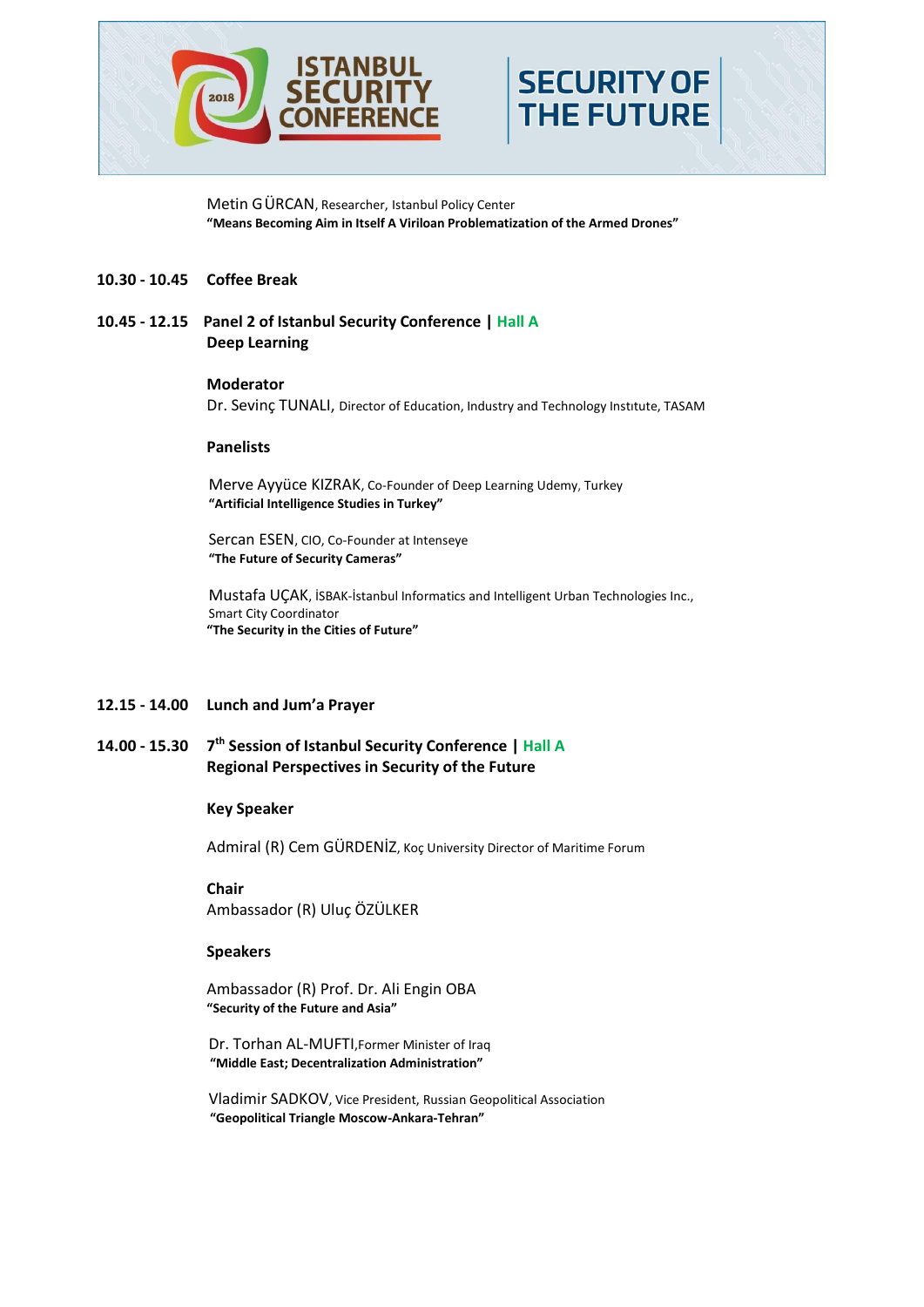Metin GÜRCAN, Researcher, Istanbul Policy Center
**"Means Becoming Aim in Itself A Viriloan Problematization of the Armed Drones"**

**10.30 - 10.45 Coffee Break**

**10.45 - 12.15 Panel 2 of Istanbul Security Conference | Hall A**
**Deep Learning**

**Moderator**
Dr. Sevinç TUNALI, Director of Education, Industry and Technology Institute, TASAM

**Panelists**

Merve Ayyüce KIZRAK, Co-Founder of Deep Learning Udemy, Turkey
**"Artificial Intelligence Studies in Turkey"**

Sercan ESEN, CIO, Co-Founder at Intenseye
**"The Future of Security Cameras"**

Mustafa UÇAK, İSBAK-İstanbul Informatics and Intelligent Urban Technologies Inc., Smart City Coordinator
**"The Security in the Cities of Future"**

**12.15 - 14.00 Lunch and Jum'a Prayer**

**14.00 - 15.30 7th Session of Istanbul Security Conference | Hall A**
**Regional Perspectives in Security of the Future**

**Key Speaker**

Admiral (R) Cem GÜRDENİZ, Koç University Director of Maritime Forum

**Chair**
Ambassador (R) Uluç ÖZÜLKER

**Speakers**

Ambassador (R) Prof. Dr. Ali Engin OBA
**"Security of the Future and Asia"**

Dr. Torhan AL-MUFTI, Former Minister of Iraq
**"Middle East; Decentralization Administration"**

Vladimir SADKOV, Vice President, Russian Geopolitical Association
**"Geopolitical Triangle Moscow-Ankara-Tehran"**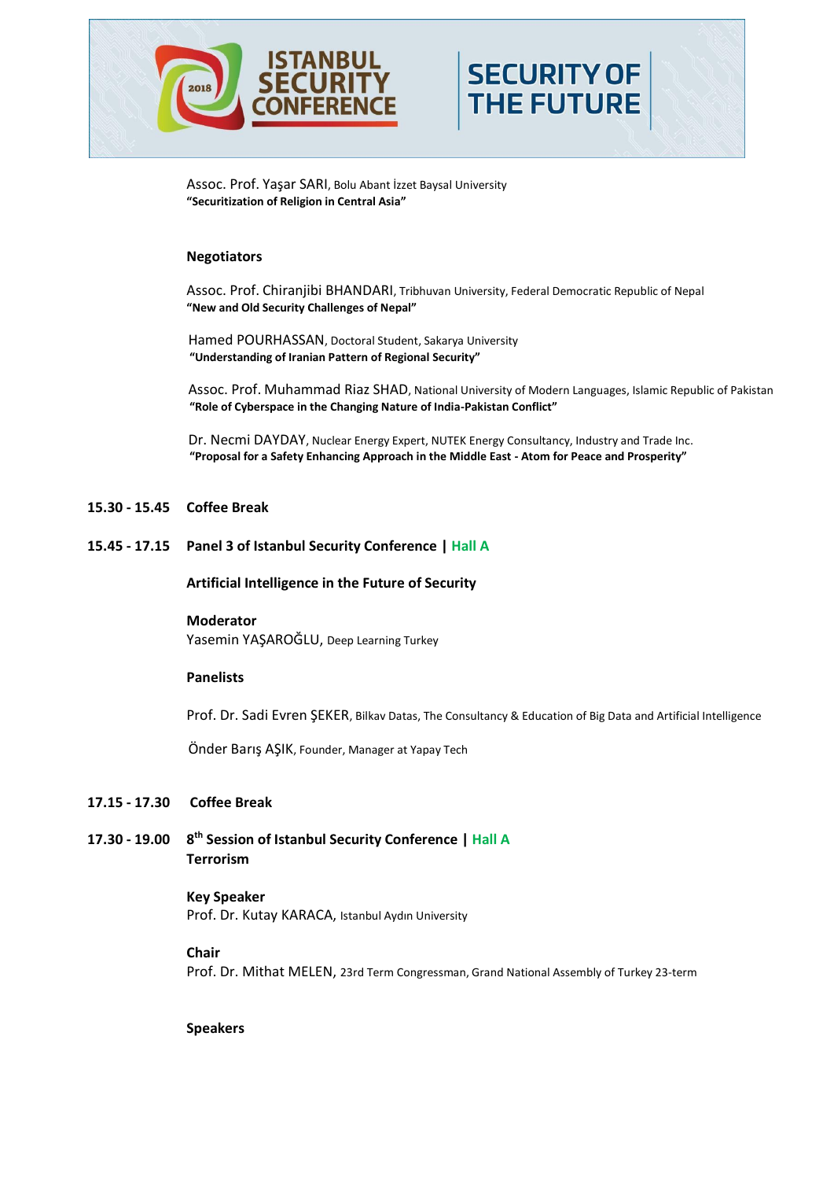Assoc. Prof. Yaşar SARI, Bolu Abant İzzet Baysal University
**"Securitization of Religion in Central Asia"**

**Negotiators**

Assoc. Prof. Chiranjibi BHANDARI, Tribhuvan University, Federal Democratic Republic of Nepal
**"New and Old Security Challenges of Nepal"**

Hamed POURHASSAN, Doctoral Student, Sakarya University
**"Understanding of Iranian Pattern of Regional Security"**

Assoc. Prof. Muhammad Riaz SHAD, National University of Modern Languages, Islamic Republic of Pakistan
**"Role of Cyberspace in the Changing Nature of India-Pakistan Conflict"**

Dr. Necmi DAYDAY, Nuclear Energy Expert, NUTEK Energy Consultancy, Industry and Trade Inc.
**"Proposal for a Safety Enhancing Approach in the Middle East - Atom for Peace and Prosperity"**

**15.30 - 15.45 Coffee Break**

**15.45 - 17.15 Panel 3 of Istanbul Security Conference | Hall A**

**Artificial Intelligence in the Future of Security**

**Moderator**
Yasemin YAŞAROĞLU, Deep Learning Turkey

**Panelists**

Prof. Dr. Sadi Evren ŞEKER, Bilkav Datas, The Consultancy & Education of Big Data and Artificial Intelligence

Önder Barış AŞIK, Founder, Manager at Yapay Tech

**17.15 - 17.30 Coffee Break**

**17.30 - 19.00 8th Session of Istanbul Security Conference | Hall A**
**Terrorism**

**Key Speaker**
Prof. Dr. Kutay KARACA, Istanbul Aydın University

**Chair**
Prof. Dr. Mithat MELEN, 23rd Term Congressman, Grand National Assembly of Turkey 23-term

**Speakers**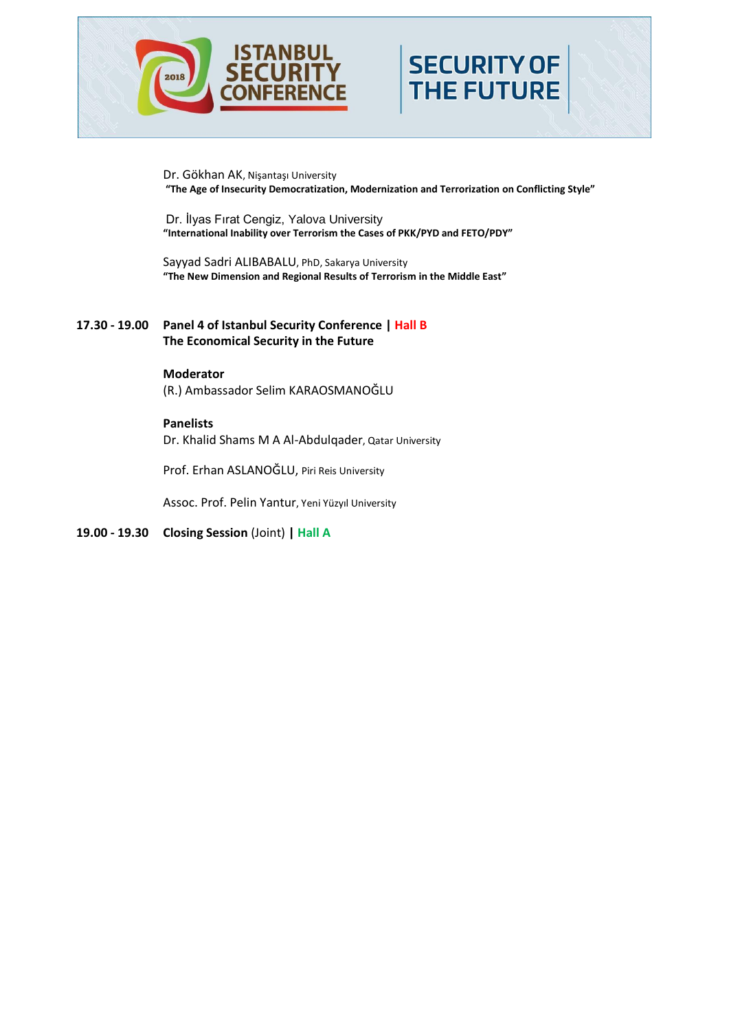Dr. Gökhan AK, Nişantaşı University
**"The Age of Insecurity Democratization, Modernization and Terrorization on Conflicting Style"**

Dr. İlyas Fırat Cengiz, Yalova University
**"International Inability over Terrorism the Cases of PKK/PYD and FETO/PDY"**

Sayyad Sadri ALIBABALU, PhD, Sakarya University
**"The New Dimension and Regional Results of Terrorism in the Middle East"**

**17.30 - 19.00** **Panel 4 of Istanbul Security Conference | Hall B**
**The Economical Security in the Future**

**Moderator**
(R.) Ambassador Selim KARAOSMANOĞLU

**Panelists**
Dr. Khalid Shams M A Al-Abdulqader, Qatar University

Prof. Erhan ASLANOĞLU, Piri Reis University

Assoc. Prof. Pelin Yantur, Yeni Yüzyıl University

**19.00 - 19.30** **Closing Session** (Joint) **| Hall A**